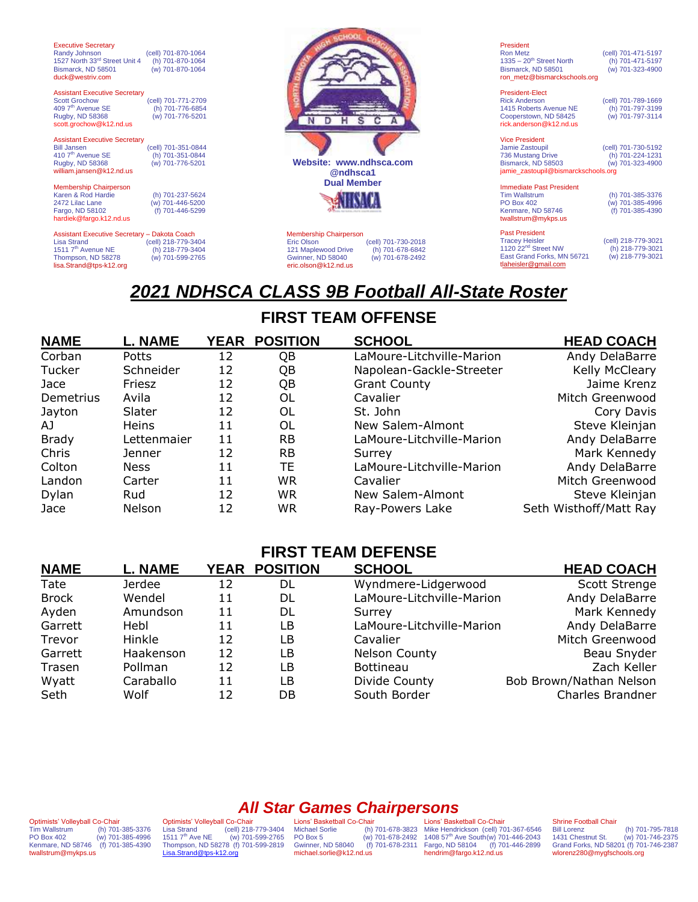Executive Secretary
Randy Johnson (cell) 701-870-1064
1527 North 33rd Street Unit 4 (h) 701-870-1064
Bismarck, ND 58501 (w) 701-870-1064
duck@westriv.com

Assistant Executive Secretary
Scott Grochow (cell) 701-771-2709
409 7th Avenue SE (h) 701-776-6854
Rugby, ND 58368 (w) 701-776-5201
scott.grochow@k12.nd.us

Assistant Executive Secretary
Bill Jansen (cell) 701-351-0844
410 7th Avenue SE (h) 701-351-0844
Rugby, ND 58368 (w) 701-776-5201
william.jansen@k12.nd.us

Membership Chairperson
Karen & Rod Hardie (h) 701-237-5624
2472 Lilac Lane (w) 701-446-5200
Fargo, ND 58102 (f) 701-446-5299
hardiek@fargo.k12.nd.us

Assistant Executive Secretary – Dakota Coach
Lisa Strand (cell) 218-779-3404
1511 7th Avenue NE (h) 218-779-3404
Thompson, ND 58278 (w) 701-599-2765
lisa.Strand@tps-k12.org

**Website: www.ndhsca.com**
**@ndhsca1**
**Dual Member**

Membership Chairperson
Eric Olson (cell) 701-730-2018
121 Maplewood Drive (h) 701-678-6842
Gwinner, ND 58040 (w) 701-678-2492
eric.olson@k12.nd.us

President
Ron Metz (cell) 701-471-5197
1335 – 20th Street North (h) 701-471-5197
Bismarck, ND 58501 (w) 701-323-4900
ron_metz@bismarckschools.org

President-Elect
Rick Anderson (cell) 701-789-1669
1415 Roberts Avenue NE (h) 701-797-3199
Cooperstown, ND 58425 (w) 701-797-3114
rick.anderson@k12.nd.us

Vice President
Jamie Zastoupil (cell) 701-730-5192
736 Mustang Drive (h) 701-224-1231
Bismarck, ND 58503 (w) 701-323-4900
jamie_zastoupil@bismarckschools.org

Immediate Past President
Tim Wallstrum (h) 701-385-3376
PO Box 402 (w) 701-385-4996
Kenmare, ND 58746 (f) 701-385-4390
twallstrum@mykps.us

Past President
Tracey Heisler (cell) 218-779-3021
1120 22nd Street NW (h) 218-779-3021
East Grand Forks, MN 56721 (w) 218-779-3021
tlaheisler@gmail.com

# 2021 NDHSCA CLASS 9B Football All-State Roster

## FIRST TEAM OFFENSE

| NAME | L. NAME | YEAR | POSITION | SCHOOL | HEAD COACH |
|---|---|---|---|---|---|
| Corban | Potts | 12 | QB | LaMoure-Litchville-Marion | Andy DelaBarre |
| Tucker | Schneider | 12 | QB | Napolean-Gackle-Streeter | Kelly McCleary |
| Jace | Friesz | 12 | QB | Grant County | Jaime Krenz |
| Demetrius | Avila | 12 | OL | Cavalier | Mitch Greenwood |
| Jayton | Slater | 12 | OL | St. John | Cory Davis |
| AJ | Heins | 11 | OL | New Salem-Almont | Steve Kleinjan |
| Brady | Lettenmaier | 11 | RB | LaMoure-Litchville-Marion | Andy DelaBarre |
| Chris | Jenner | 12 | RB | Surrey | Mark Kennedy |
| Colton | Ness | 11 | TE | LaMoure-Litchville-Marion | Andy DelaBarre |
| Landon | Carter | 11 | WR | Cavalier | Mitch Greenwood |
| Dylan | Rud | 12 | WR | New Salem-Almont | Steve Kleinjan |
| Jace | Nelson | 12 | WR | Ray-Powers Lake | Seth Wisthoff/Matt Ray |

## FIRST TEAM DEFENSE

| NAME | L. NAME | YEAR | POSITION | SCHOOL | HEAD COACH |
|---|---|---|---|---|---|
| Tate | Jerdee | 12 | DL | Wyndmere-Lidgerwood | Scott Strenge |
| Brock | Wendel | 11 | DL | LaMoure-Litchville-Marion | Andy DelaBarre |
| Ayden | Amundson | 11 | DL | Surrey | Mark Kennedy |
| Garrett | Hebl | 11 | LB | LaMoure-Litchville-Marion | Andy DelaBarre |
| Trevor | Hinkle | 12 | LB | Cavalier | Mitch Greenwood |
| Garrett | Haakenson | 12 | LB | Nelson County | Beau Snyder |
| Trasen | Pollman | 12 | LB | Bottineau | Zach Keller |
| Wyatt | Caraballo | 11 | LB | Divide County | Bob Brown/Nathan Nelson |
| Seth | Wolf | 12 | DB | South Border | Charles Brandner |

## All Star Games Chairpersons

Optimists' Volleyball Co-Chair
Tim Wallstrum (h) 701-385-3376
PO Box 402 (w) 701-385-4996
Kenmare, ND 58746 (f) 701-385-4390
twallstrum@mykps.us

Optimists' Volleyball Co-Chair
Lisa Strand (cell) 218-779-3404
1511 7th Ave NE (w) 701-599-2765
Thompson, ND 58278 (f) 701-599-2819
Lisa.Strand@tps-k12.org

Lions' Basketball Co-Chair
Michael Sorlie (h) 701-678-3823
PO Box 5 (w) 701-678-2492
Gwinner, ND 58040 (f) 701-678-2311
michael.sorlie@k12.nd.us

Lions' Basketball Co-Chair
Mike Hendrickson (cell) 701-367-6546
1408 57th Ave South (w) 701-446-2043
Fargo, ND 58104 (f) 701-446-2899
hendrim@fargo.k12.nd.us

Shrine Football Chair
Bill Lorenz (h) 701-795-7818
1431 Chestnut St. (w) 701-746-2375
Grand Forks, ND 58201 (f) 701-746-2387
wlorenz280@mygfschools.org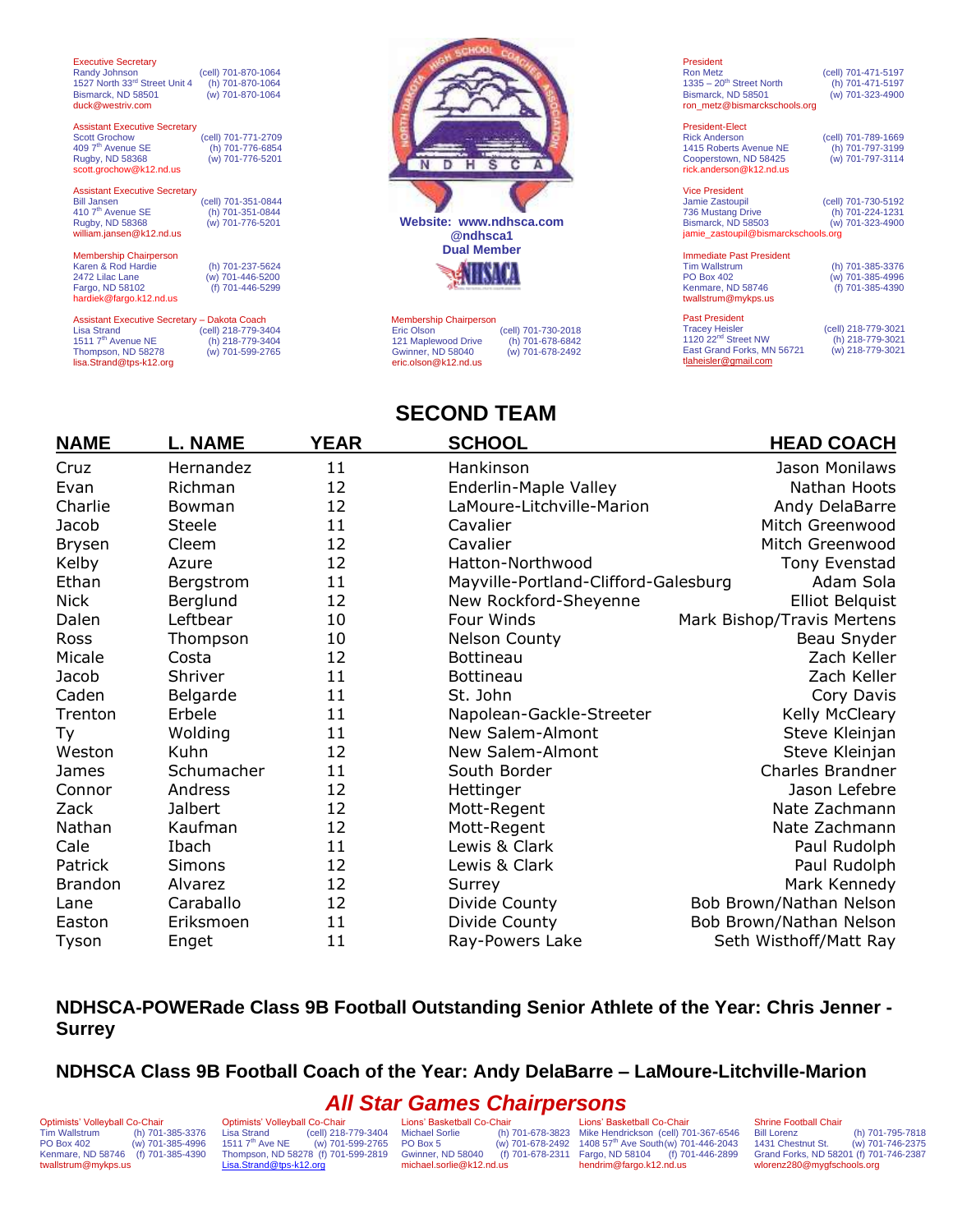Executive Secretary
Randy Johnson (cell) 701-870-1064
1527 North 33rd Street Unit 4 (h) 701-870-1064
Bismarck, ND 58501 (w) 701-870-1064
duck@westriv.com

Assistant Executive Secretary
Scott Grochow (cell) 701-771-2709
409 7th Avenue SE (h) 701-776-6854
Rugby, ND 58368 (w) 701-776-5201
scott.grochow@k12.nd.us

Assistant Executive Secretary
Bill Jansen (cell) 701-351-0844
410 7th Avenue SE (h) 701-351-0844
Rugby, ND 58368 (w) 701-776-5201
william.jansen@k12.nd.us

Membership Chairperson
Karen & Rod Hardie (h) 701-237-5624
2472 Lilac Lane (w) 701-446-5200
Fargo, ND 58102 (f) 701-446-5299
hardiek@fargo.k12.nd.us

Assistant Executive Secretary – Dakota Coach
Lisa Strand (cell) 218-779-3404
1511 7th Avenue NE (h) 218-779-3404
Thompson, ND 58278 (w) 701-599-2765
lisa.Strand@tps-k12.org

Website: www.ndhsca.com
@ndhsca1
Dual Member

Membership Chairperson
Eric Olson (cell) 701-730-2018
121 Maplewood Drive (h) 701-678-6842
Gwinner, ND 58040 (w) 701-678-2492
eric.olson@k12.nd.us

President
Ron Metz (cell) 701-471-5197
1335 – 20th Street North (h) 701-471-5197
Bismarck, ND 58501 (w) 701-323-4900
ron_metz@bismarckschools.org

President-Elect
Rick Anderson (cell) 701-789-1669
1415 Roberts Avenue NE (h) 701-797-3199
Cooperstown, ND 58425 (w) 701-797-3114
rick.anderson@k12.nd.us

Vice President
Jamie Zastoupil (cell) 701-730-5192
736 Mustang Drive (h) 701-224-1231
Bismarck, ND 58503 (w) 701-323-4900
jamie_zastoupil@bismarckschools.org

Immediate Past President
Tim Wallstrum (h) 701-385-3376
PO Box 402 (w) 701-385-4996
Kenmare, ND 58746 (f) 701-385-4390
twallstrum@mykps.us

Past President
Tracey Heisler (cell) 218-779-3021
1120 22nd Street NW (h) 218-779-3021
East Grand Forks, MN 56721 (w) 218-779-3021
tlaheisler@gmail.com

# SECOND TEAM

| NAME | L. NAME | YEAR | SCHOOL | HEAD COACH |
|---|---|---|---|---|
| Cruz | Hernandez | 11 | Hankinson | Jason Monilaws |
| Evan | Richman | 12 | Enderlin-Maple Valley | Nathan Hoots |
| Charlie | Bowman | 12 | LaMoure-Litchville-Marion | Andy DelaBarre |
| Jacob | Steele | 11 | Cavalier | Mitch Greenwood |
| Brysen | Cleem | 12 | Cavalier | Mitch Greenwood |
| Kelby | Azure | 12 | Hatton-Northwood | Tony Evenstad |
| Ethan | Bergstrom | 11 | Mayville-Portland-Clifford-Galesburg | Adam Sola |
| Nick | Berglund | 12 | New Rockford-Sheyenne | Elliot Belquist |
| Dalen | Leftbear | 10 | Four Winds | Mark Bishop/Travis Mertens |
| Ross | Thompson | 10 | Nelson County | Beau Snyder |
| Micale | Costa | 12 | Bottineau | Zach Keller |
| Jacob | Shriver | 11 | Bottineau | Zach Keller |
| Caden | Belgarde | 11 | St. John | Cory Davis |
| Trenton | Erbele | 11 | Napolean-Gackle-Streeter | Kelly McCleary |
| Ty | Wolding | 11 | New Salem-Almont | Steve Kleinjan |
| Weston | Kuhn | 12 | New Salem-Almont | Steve Kleinjan |
| James | Schumacher | 11 | South Border | Charles Brandner |
| Connor | Andress | 12 | Hettinger | Jason Lefebre |
| Zack | Jalbert | 12 | Mott-Regent | Nate Zachmann |
| Nathan | Kaufman | 12 | Mott-Regent | Nate Zachmann |
| Cale | Ibach | 11 | Lewis & Clark | Paul Rudolph |
| Patrick | Simons | 12 | Lewis & Clark | Paul Rudolph |
| Brandon | Alvarez | 12 | Surrey | Mark Kennedy |
| Lane | Caraballo | 12 | Divide County | Bob Brown/Nathan Nelson |
| Easton | Eriksmoen | 11 | Divide County | Bob Brown/Nathan Nelson |
| Tyson | Enget | 11 | Ray-Powers Lake | Seth Wisthoff/Matt Ray |

**NDHSCA-POWERade Class 9B Football Outstanding Senior Athlete of the Year: Chris Jenner - Surrey**

**NDHSCA Class 9B Football Coach of the Year: Andy DelaBarre – LaMoure-Litchville-Marion**

## *All Star Games Chairpersons*

Optimists' Volleyball Co-Chair
Tim Wallstrum (h) 701-385-3376
PO Box 402 (w) 701-385-4996
Kenmare, ND 58746 (f) 701-385-4390
twallstrum@mykps.us

Optimists' Volleyball Co-Chair
Lisa Strand (cell) 218-779-3404
1511 7th Ave NE (w) 701-599-2765
Thompson, ND 58278 (f) 701-599-2819
Lisa.Strand@tps-k12.org

Lions' Basketball Co-Chair
Michael Sorlie (h) 701-678-3823
PO Box 5 (w) 701-678-2492
Gwinner, ND 58040 (f) 701-678-2311
michael.sorlie@k12.nd.us

Lions' Basketball Co-Chair
Mike Hendrickson (cell) 701-367-6546
1408 57th Ave South (w) 701-446-2043
Fargo, ND 58104 (f) 701-446-2899
hendrim@fargo.k12.nd.us

Shrine Football Chair
Bill Lorenz (h) 701-795-7818
1431 Chestnut St. (w) 701-746-2375
Grand Forks, ND 58201 (f) 701-746-2387
wlorenz280@mygfschools.org